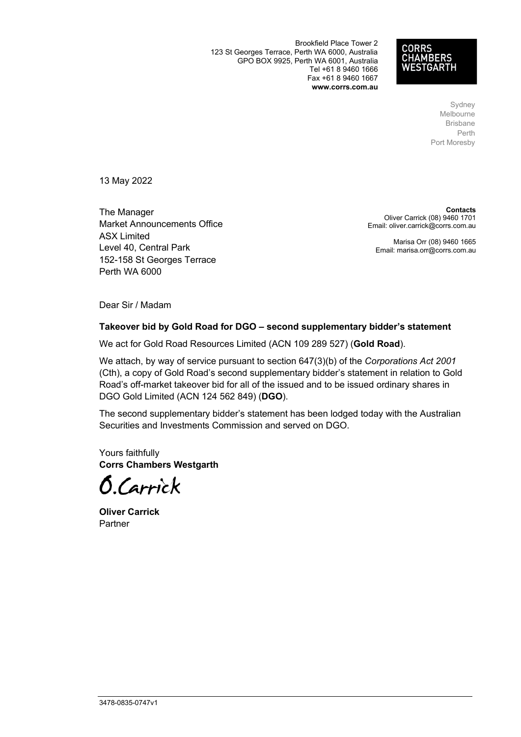Brookfield Place Tower 2
123 St Georges Terrace, Perth WA 6000, Australia
GPO BOX 9925, Perth WA 6001, Australia
Tel +61 8 9460 1666
Fax +61 8 9460 1667
**www.corrs.com.au**

**CORRS CHAMBERS WESTGARTH**

Sydney
Melbourne
Brisbane
Perth
Port Moresby

13 May 2022

The Manager
Market Announcements Office
ASX Limited
Level 40, Central Park
152-158 St Georges Terrace
Perth WA 6000

**Contacts**
Oliver Carrick (08) 9460 1701
Email: oliver.carrick@corrs.com.au

Marisa Orr (08) 9460 1665
Email: marisa.orr@corrs.com.au

Dear Sir / Madam

**Takeover bid by Gold Road for DGO – second supplementary bidder's statement**

We act for Gold Road Resources Limited (ACN 109 289 527) (**Gold Road**).

We attach, by way of service pursuant to section 647(3)(b) of the *Corporations Act 2001* (Cth), a copy of Gold Road's second supplementary bidder's statement in relation to Gold Road's off-market takeover bid for all of the issued and to be issued ordinary shares in DGO Gold Limited (ACN 124 562 849) (**DGO**).

The second supplementary bidder's statement has been lodged today with the Australian Securities and Investments Commission and served on DGO.

Yours faithfully
**Corrs Chambers Westgarth**

O.Carrick

**Oliver Carrick**
Partner

3478-0835-0747v1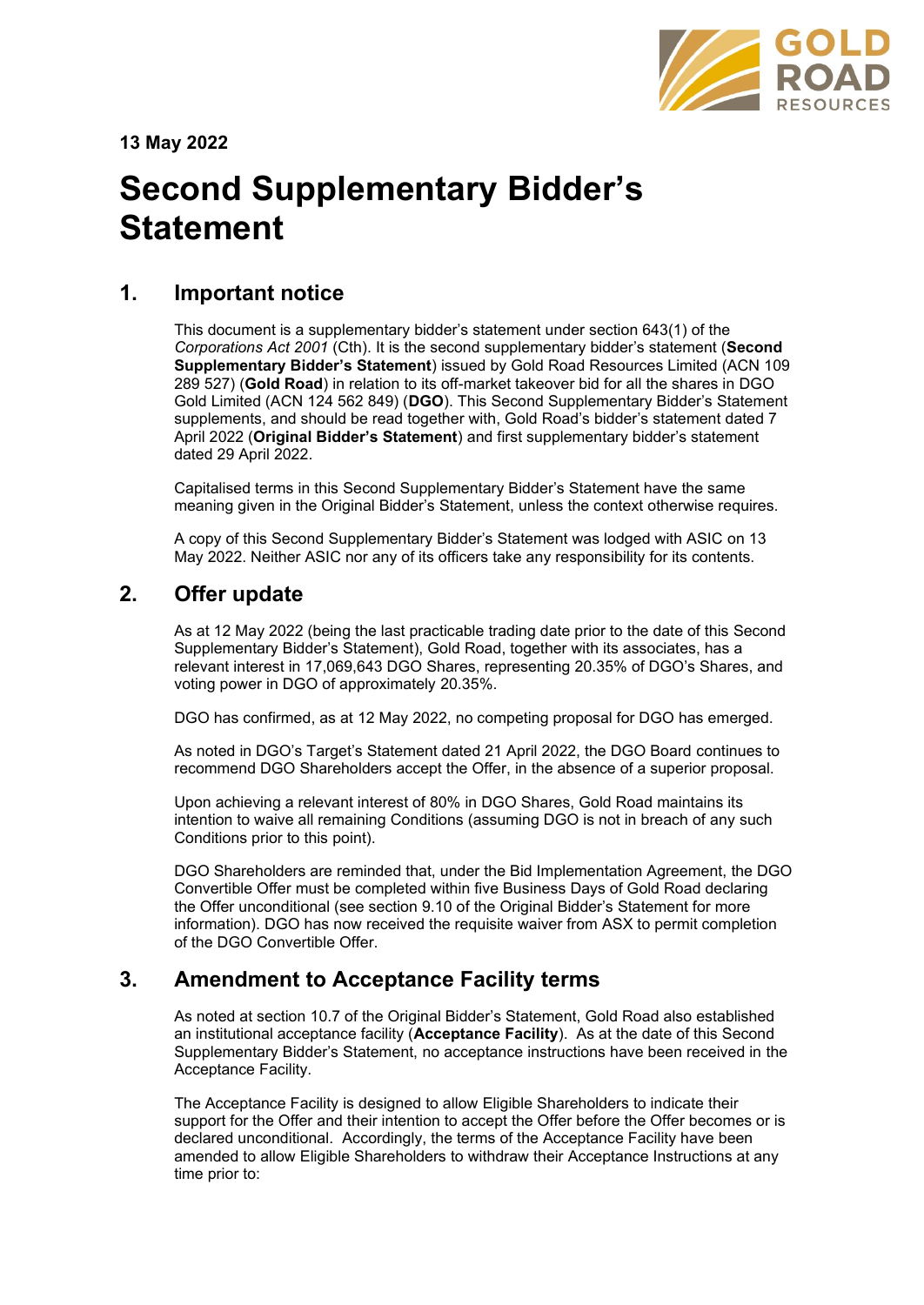13 May 2022

# Second Supplementary Bidder's Statement

## 1. Important notice

This document is a supplementary bidder's statement under section 643(1) of the *Corporations Act 2001* (Cth). It is the second supplementary bidder's statement (**Second Supplementary Bidder's Statement**) issued by Gold Road Resources Limited (ACN 109 289 527) (**Gold Road**) in relation to its off-market takeover bid for all the shares in DGO Gold Limited (ACN 124 562 849) (**DGO**). This Second Supplementary Bidder's Statement supplements, and should be read together with, Gold Road's bidder's statement dated 7 April 2022 (**Original Bidder's Statement**) and first supplementary bidder's statement dated 29 April 2022.

Capitalised terms in this Second Supplementary Bidder's Statement have the same meaning given in the Original Bidder's Statement, unless the context otherwise requires.

A copy of this Second Supplementary Bidder's Statement was lodged with ASIC on 13 May 2022. Neither ASIC nor any of its officers take any responsibility for its contents.

## 2. Offer update

As at 12 May 2022 (being the last practicable trading date prior to the date of this Second Supplementary Bidder's Statement), Gold Road, together with its associates, has a relevant interest in 17,069,643 DGO Shares, representing 20.35% of DGO's Shares, and voting power in DGO of approximately 20.35%.

DGO has confirmed, as at 12 May 2022, no competing proposal for DGO has emerged.

As noted in DGO's Target's Statement dated 21 April 2022, the DGO Board continues to recommend DGO Shareholders accept the Offer, in the absence of a superior proposal.

Upon achieving a relevant interest of 80% in DGO Shares, Gold Road maintains its intention to waive all remaining Conditions (assuming DGO is not in breach of any such Conditions prior to this point).

DGO Shareholders are reminded that, under the Bid Implementation Agreement, the DGO Convertible Offer must be completed within five Business Days of Gold Road declaring the Offer unconditional (see section 9.10 of the Original Bidder's Statement for more information). DGO has now received the requisite waiver from ASX to permit completion of the DGO Convertible Offer.

## 3. Amendment to Acceptance Facility terms

As noted at section 10.7 of the Original Bidder's Statement, Gold Road also established an institutional acceptance facility (**Acceptance Facility**). As at the date of this Second Supplementary Bidder's Statement, no acceptance instructions have been received in the Acceptance Facility.

The Acceptance Facility is designed to allow Eligible Shareholders to indicate their support for the Offer and their intention to accept the Offer before the Offer becomes or is declared unconditional. Accordingly, the terms of the Acceptance Facility have been amended to allow Eligible Shareholders to withdraw their Acceptance Instructions at any time prior to: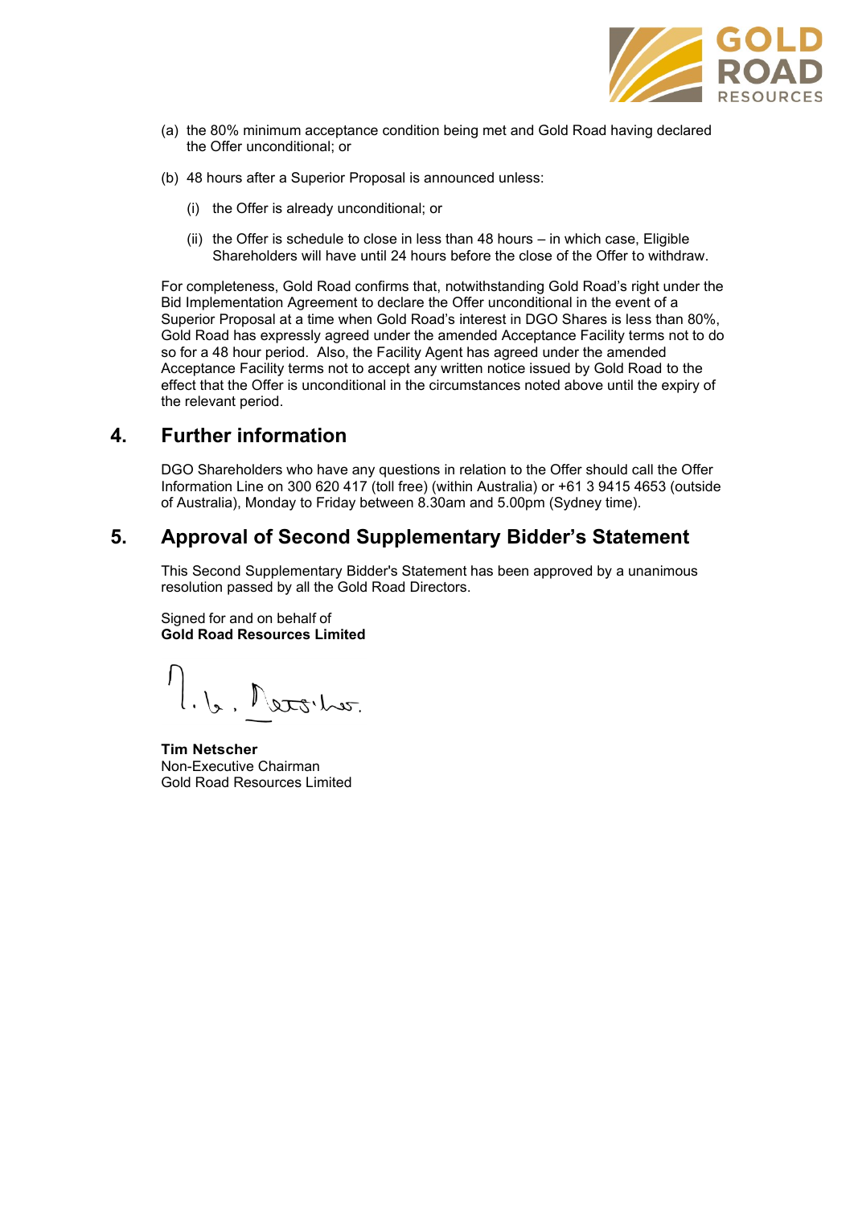(a) the 80% minimum acceptance condition being met and Gold Road having declared the Offer unconditional; or

(b) 48 hours after a Superior Proposal is announced unless:

   (i) the Offer is already unconditional; or

   (ii) the Offer is schedule to close in less than 48 hours – in which case, Eligible Shareholders will have until 24 hours before the close of the Offer to withdraw.

For completeness, Gold Road confirms that, notwithstanding Gold Road's right under the Bid Implementation Agreement to declare the Offer unconditional in the event of a Superior Proposal at a time when Gold Road's interest in DGO Shares is less than 80%, Gold Road has expressly agreed under the amended Acceptance Facility terms not to do so for a 48 hour period. Also, the Facility Agent has agreed under the amended Acceptance Facility terms not to accept any written notice issued by Gold Road to the effect that the Offer is unconditional in the circumstances noted above until the expiry of the relevant period.

## 4. Further information

DGO Shareholders who have any questions in relation to the Offer should call the Offer Information Line on 300 620 417 (toll free) (within Australia) or +61 3 9415 4653 (outside of Australia), Monday to Friday between 8.30am and 5.00pm (Sydney time).

## 5. Approval of Second Supplementary Bidder's Statement

This Second Supplementary Bidder's Statement has been approved by a unanimous resolution passed by all the Gold Road Directors.

Signed for and on behalf of
**Gold Road Resources Limited**

**Tim Netscher**
Non-Executive Chairman
Gold Road Resources Limited